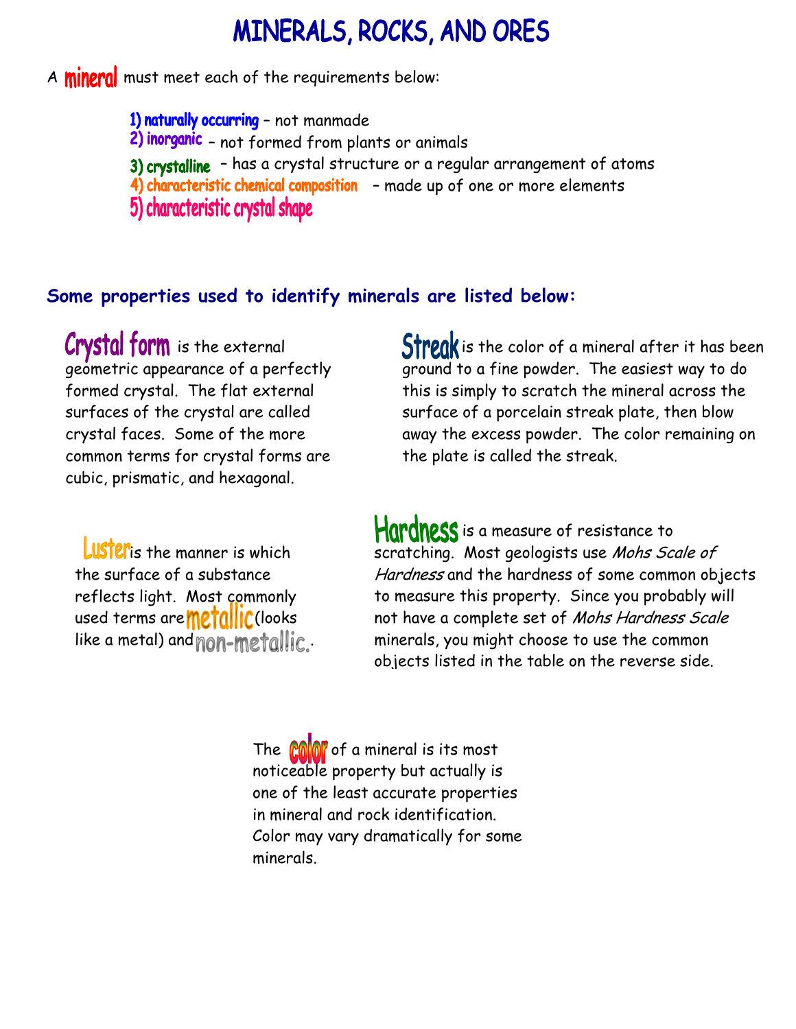# MINERALS, ROCKS, AND ORES

A **mineral** must meet each of the requirements below:

1) **naturally occurring** – not manmade
2) **inorganic** – not formed from plants or animals
3) **crystalline** – has a crystal structure or a regular arrangement of atoms
4) **characteristic chemical composition** – made up of one or more elements
5) **characteristic crystal shape**

## Some properties used to identify minerals are listed below:

**Crystal form** is the external geometric appearance of a perfectly formed crystal. The flat external surfaces of the crystal are called crystal faces. Some of the more common terms for crystal forms are cubic, prismatic, and hexagonal.

**Luster** is the manner is which the surface of a substance reflects light. Most commonly used terms are **metallic** (looks like a metal) and **non-metallic.**.

**Streak** is the color of a mineral after it has been ground to a fine powder. The easiest way to do this is simply to scratch the mineral across the surface of a porcelain streak plate, then blow away the excess powder. The color remaining on the plate is called the streak.

**Hardness** is a measure of resistance to scratching. Most geologists use *Mohs Scale of Hardness* and the hardness of some common objects to measure this property. Since you probably will not have a complete set of *Mohs Hardness Scale* minerals, you might choose to use the common objects listed in the table on the reverse side.

The **color** of a mineral is its most noticeable property but actually is one of the least accurate properties in mineral and rock identification. Color may vary dramatically for some minerals.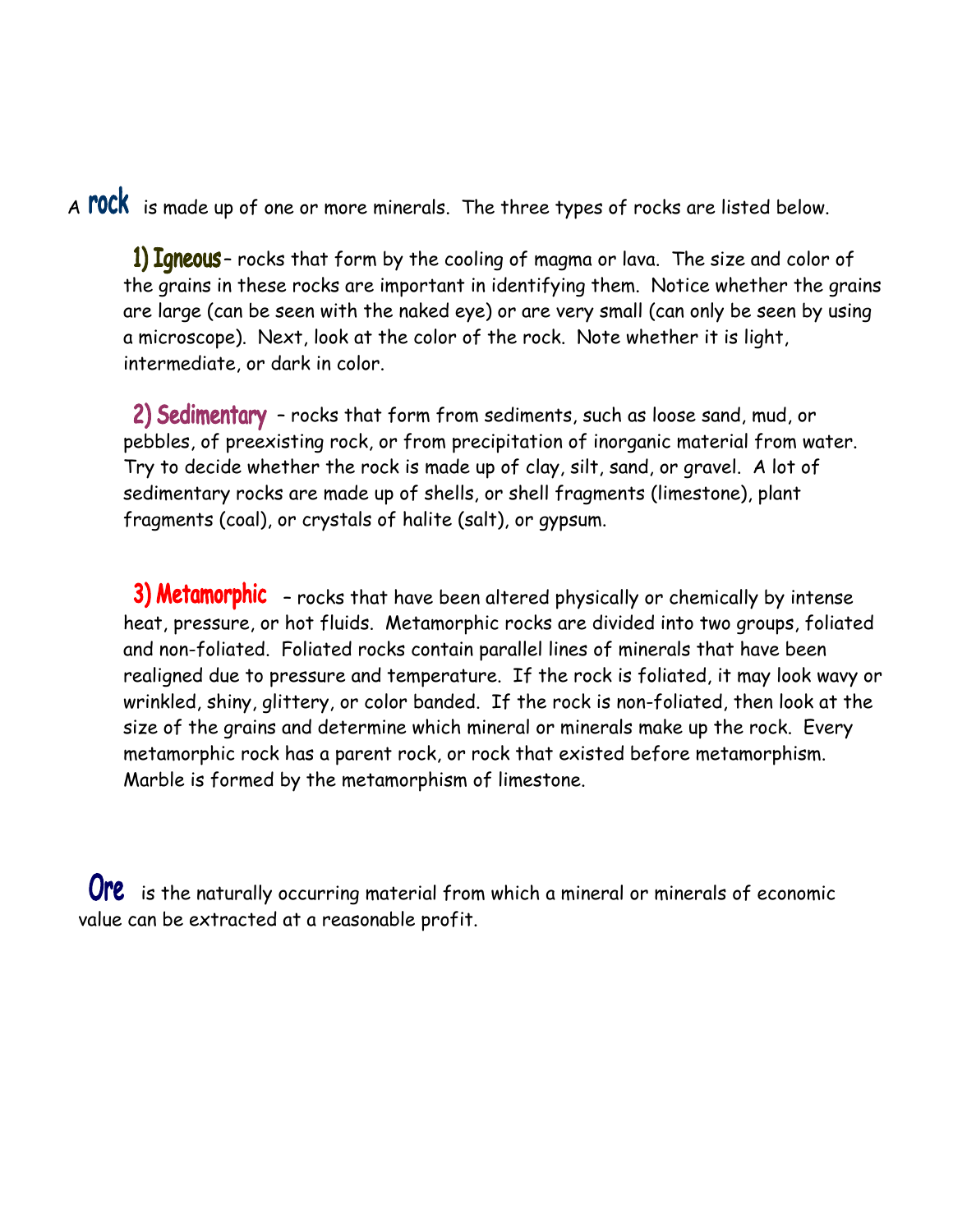A **rock** is made up of one or more minerals. The three types of rocks are listed below.

**1) Igneous** – rocks that form by the cooling of magma or lava. The size and color of the grains in these rocks are important in identifying them. Notice whether the grains are large (can be seen with the naked eye) or are very small (can only be seen by using a microscope). Next, look at the color of the rock. Note whether it is light, intermediate, or dark in color.

**2) Sedimentary** – rocks that form from sediments, such as loose sand, mud, or pebbles, of preexisting rock, or from precipitation of inorganic material from water. Try to decide whether the rock is made up of clay, silt, sand, or gravel. A lot of sedimentary rocks are made up of shells, or shell fragments (limestone), plant fragments (coal), or crystals of halite (salt), or gypsum.

**3) Metamorphic** – rocks that have been altered physically or chemically by intense heat, pressure, or hot fluids. Metamorphic rocks are divided into two groups, foliated and non-foliated. Foliated rocks contain parallel lines of minerals that have been realigned due to pressure and temperature. If the rock is foliated, it may look wavy or wrinkled, shiny, glittery, or color banded. If the rock is non-foliated, then look at the size of the grains and determine which mineral or minerals make up the rock. Every metamorphic rock has a parent rock, or rock that existed before metamorphism. Marble is formed by the metamorphism of limestone.

**Ore** is the naturally occurring material from which a mineral or minerals of economic value can be extracted at a reasonable profit.